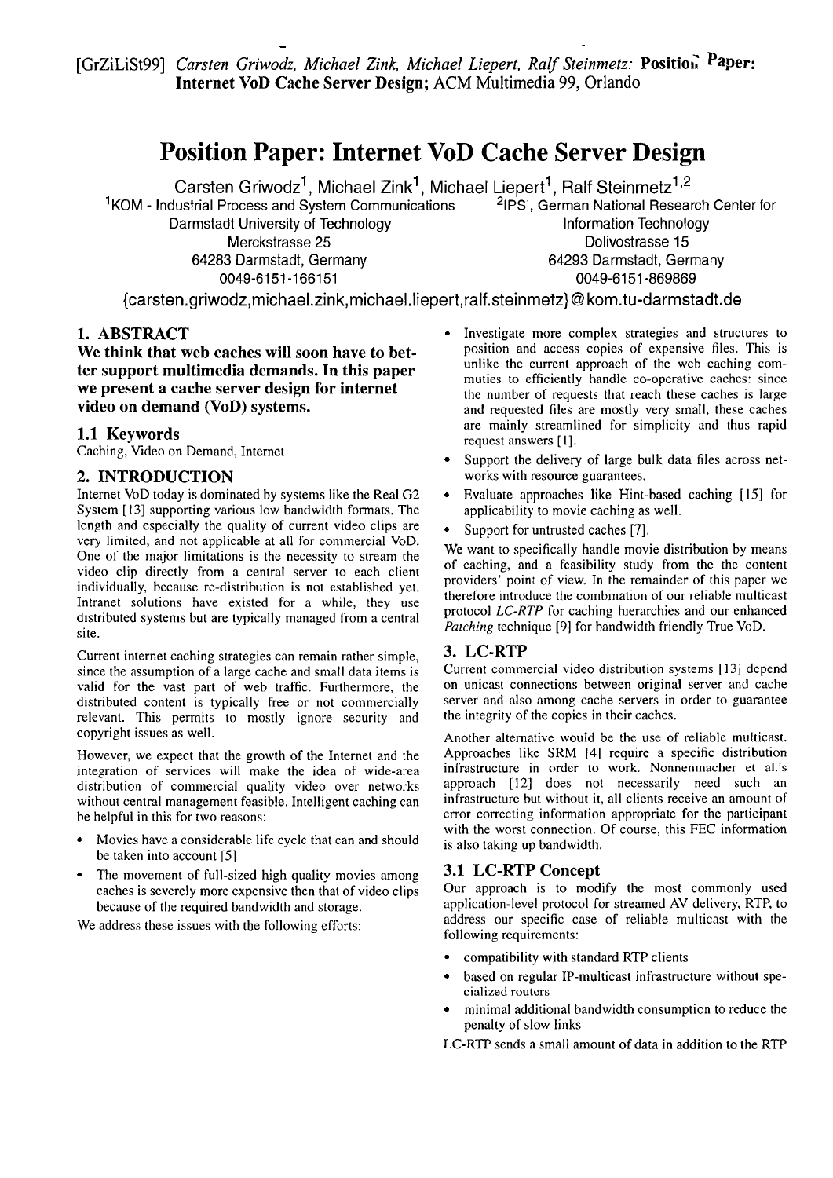[GrZiLiSt99] *Carsten Griwodz, Michael Zink, Michael Liepert, Ralf Steinmetz:* **Position Paper: Internet VoD Cache Server Design;** ACM Multimedia 99, Orlando

# Position Paper: Internet VoD Cache Server Design

Carsten Griwodz[1], Michael Zink[1], Michael Liepert[1], Ralf Steinmetz[1,2]

[1]KOM - Industrial Process and System Communications
Darmstadt University of Technology
Merckstrasse 25
64283 Darmstadt, Germany
0049-6151-166151

[2]IPSI, German National Research Center for Information Technology
Dolivostrasse 15
64293 Darmstadt, Germany
0049-6151-869869

{carsten.griwodz,michael.zink,michael.liepert,ralf.steinmetz}@kom.tu-darmstadt.de

## 1. ABSTRACT

**We think that web caches will soon have to better support multimedia demands. In this paper we present a cache server design for internet video on demand (VoD) systems.**

### 1.1 Keywords

Caching, Video on Demand, Internet

## 2. INTRODUCTION

Internet VoD today is dominated by systems like the Real G2 System [13] supporting various low bandwidth formats. The length and especially the quality of current video clips are very limited, and not applicable at all for commercial VoD. One of the major limitations is the necessity to stream the video clip directly from a central server to each client individually, because re-distribution is not established yet. Intranet solutions have existed for a while, they use distributed systems but are typically managed from a central site.

Current internet caching strategies can remain rather simple, since the assumption of a large cache and small data items is valid for the vast part of web traffic. Furthermore, the distributed content is typically free or not commercially relevant. This permits to mostly ignore security and copyright issues as well.

However, we expect that the growth of the Internet and the integration of services will make the idea of wide-area distribution of commercial quality video over networks without central management feasible. Intelligent caching can be helpful in this for two reasons:

- Movies have a considerable life cycle that can and should be taken into account [5]
- The movement of full-sized high quality movies among caches is severely more expensive then that of video clips because of the required bandwidth and storage.

We address these issues with the following efforts:

- Investigate more complex strategies and structures to position and access copies of expensive files. This is unlike the current approach of the web caching communities to efficiently handle co-operative caches: since the number of requests that reach these caches is large and requested files are mostly very small, these caches are mainly streamlined for simplicity and thus rapid request answers [1].
- Support the delivery of large bulk data files across networks with resource guarantees.
- Evaluate approaches like Hint-based caching [15] for applicability to movie caching as well.
- Support for untrusted caches [7].

We want to specifically handle movie distribution by means of caching, and a feasibility study from the the content providers' point of view. In the remainder of this paper we therefore introduce the combination of our reliable multicast protocol *LC-RTP* for caching hierarchies and our enhanced *Patching* technique [9] for bandwidth friendly True VoD.

## 3. LC-RTP

Current commercial video distribution systems [13] depend on unicast connections between original server and cache server and also among cache servers in order to guarantee the integrity of the copies in their caches.

Another alternative would be the use of reliable multicast. Approaches like SRM [4] require a specific distribution infrastructure in order to work. Nonnenmacher et al.'s approach [12] does not necessarily need such an infrastructure but without it, all clients receive an amount of error correcting information appropriate for the participant with the worst connection. Of course, this FEC information is also taking up bandwidth.

### 3.1 LC-RTP Concept

Our approach is to modify the most commonly used application-level protocol for streamed AV delivery, RTP, to address our specific case of reliable multicast with the following requirements:

- compatibility with standard RTP clients
- based on regular IP-multicast infrastructure without specialized routers
- minimal additional bandwidth consumption to reduce the penalty of slow links

LC-RTP sends a small amount of data in addition to the RTP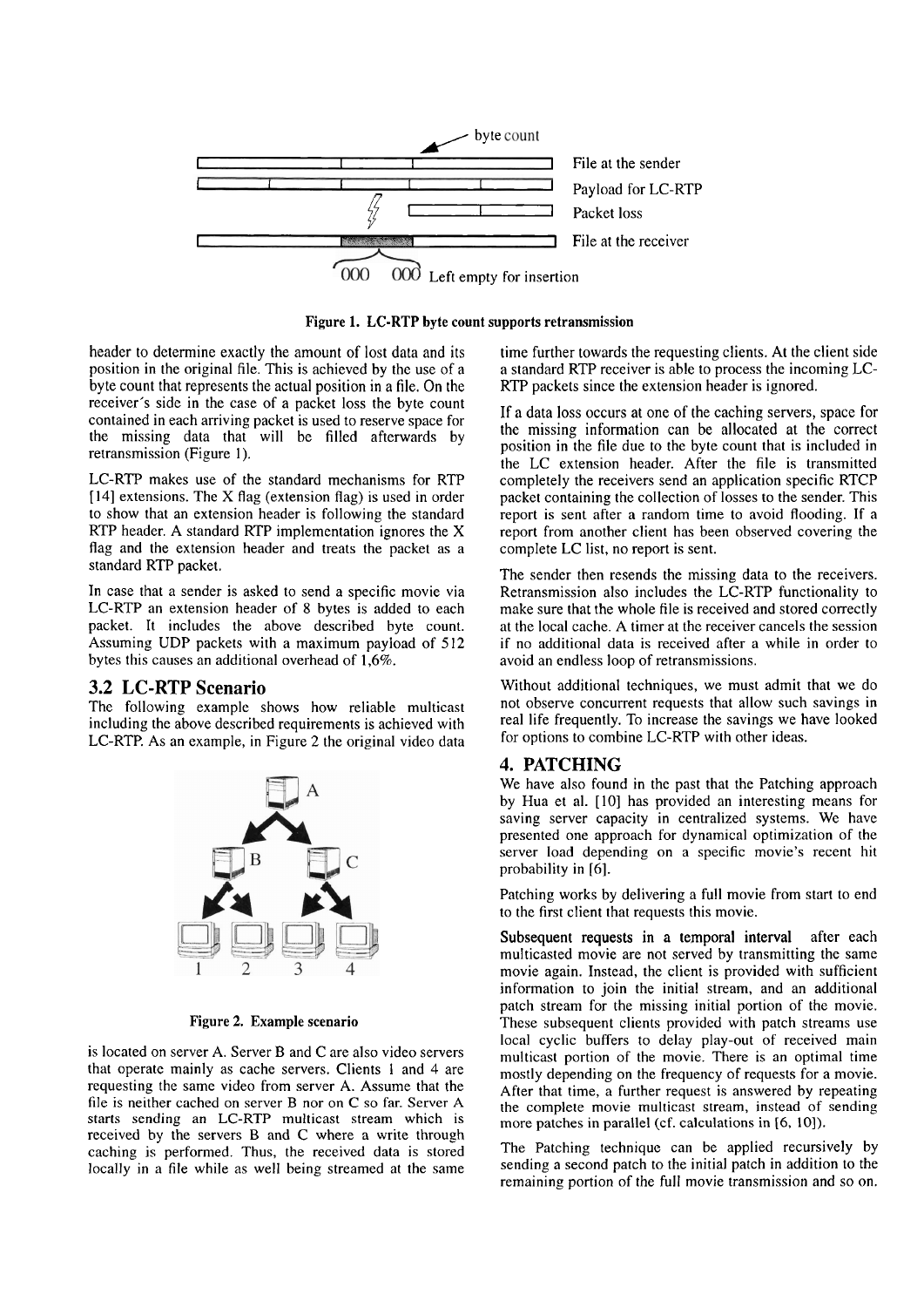byte count

File at the sender

Payload for LC-RTP

Packet loss

File at the receiver

000 000 Left empty for insertion

**Figure 1. LC-RTP byte count supports retransmission**

header to determine exactly the amount of lost data and its position in the original file. This is achieved by the use of a byte count that represents the actual position in a file. On the receiver's side in the case of a packet loss the byte count contained in each arriving packet is used to reserve space for the missing data that will be filled afterwards by retransmission (Figure 1).

LC-RTP makes use of the standard mechanisms for RTP [14] extensions. The X flag (extension flag) is used in order to show that an extension header is following the standard RTP header. A standard RTP implementation ignores the X flag and the extension header and treats the packet as a standard RTP packet.

In case that a sender is asked to send a specific movie via LC-RTP an extension header of 8 bytes is added to each packet. It includes the above described byte count. Assuming UDP packets with a maximum payload of 512 bytes this causes an additional overhead of 1,6%.

## 3.2 LC-RTP Scenario

The following example shows how reliable multicast including the above described requirements is achieved with LC-RTP. As an example, in Figure 2 the original video data

A

B

C

1 2 3 4

**Figure 2. Example scenario**

is located on server A. Server B and C are also video servers that operate mainly as cache servers. Clients 1 and 4 are requesting the same video from server A. Assume that the file is neither cached on server B nor on C so far. Server A starts sending an LC-RTP multicast stream which is received by the servers B and C where a write through caching is performed. Thus, the received data is stored locally in a file while as well being streamed at the same time further towards the requesting clients. At the client side a standard RTP receiver is able to process the incoming LC-RTP packets since the extension header is ignored.

If a data loss occurs at one of the caching servers, space for the missing information can be allocated at the correct position in the file due to the byte count that is included in the LC extension header. After the file is transmitted completely the receivers send an application specific RTCP packet containing the collection of losses to the sender. This report is sent after a random time to avoid flooding. If a report from another client has been observed covering the complete LC list, no report is sent.

The sender then resends the missing data to the receivers. Retransmission also includes the LC-RTP functionality to make sure that the whole file is received and stored correctly at the local cache. A timer at the receiver cancels the session if no additional data is received after a while in order to avoid an endless loop of retransmissions.

Without additional techniques, we must admit that we do not observe concurrent requests that allow such savings in real life frequently. To increase the savings we have looked for options to combine LC-RTP with other ideas.

# 4. PATCHING

We have also found in the past that the Patching approach by Hua et al. [10] has provided an interesting means for saving server capacity in centralized systems. We have presented one approach for dynamical optimization of the server load depending on a specific movie's recent hit probability in [6].

Patching works by delivering a full movie from start to end to the first client that requests this movie.

**Subsequent requests in a temporal interval** after each multicasted movie are not served by transmitting the same movie again. Instead, the client is provided with sufficient information to join the initial stream, and an additional patch stream for the missing initial portion of the movie. These subsequent clients provided with patch streams use local cyclic buffers to delay play-out of received main multicast portion of the movie. There is an optimal time mostly depending on the frequency of requests for a movie. After that time, a further request is answered by repeating the complete movie multicast stream, instead of sending more patches in parallel (cf. calculations in [6, 10]).

The Patching technique can be applied recursively by sending a second patch to the initial patch in addition to the remaining portion of the full movie transmission and so on.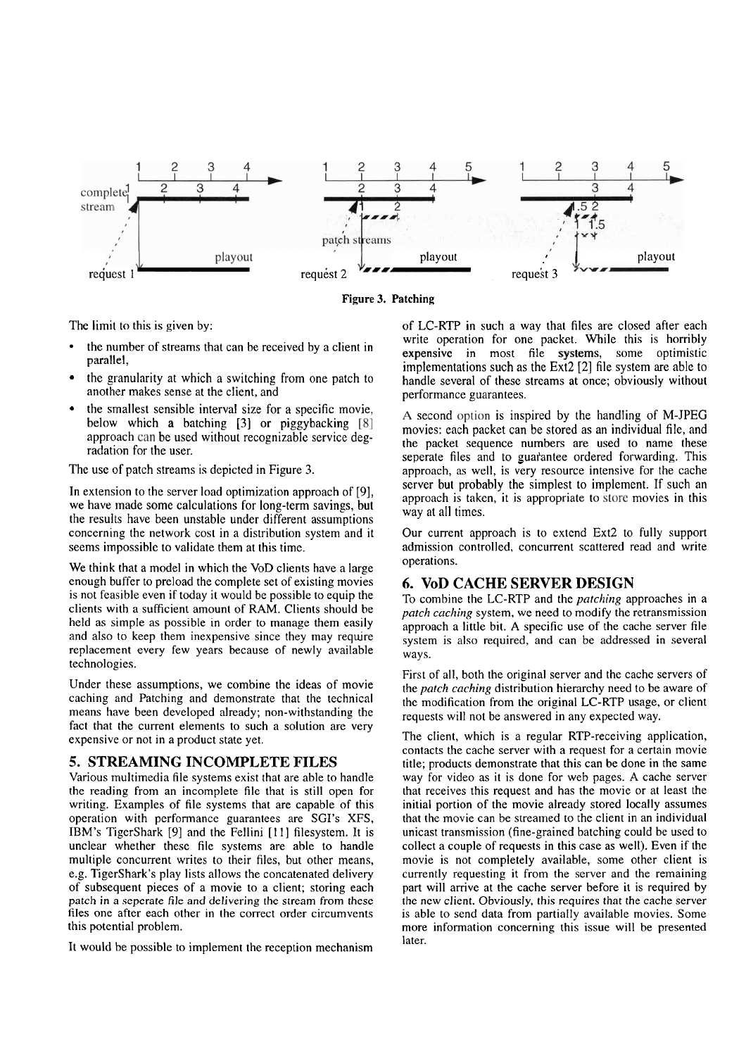Figure 3. Patching

The limit to this is given by:

- the number of streams that can be received by a client in parallel,
- the granularity at which a switching from one patch to another makes sense at the client, and
- the smallest sensible interval size for a specific movie, below which a batching [3] or piggybacking [8] approach can be used without recognizable service degradation for the user.

The use of patch streams is depicted in Figure 3.

In extension to the server load optimization approach of [9], we have made some calculations for long-term savings, but the results have been unstable under different assumptions concerning the network cost in a distribution system and it seems impossible to validate them at this time.

We think that a model in which the VoD clients have a large enough buffer to preload the complete set of existing movies is not feasible even if today it would be possible to equip the clients with a sufficient amount of RAM. Clients should be held as simple as possible in order to manage them easily and also to keep them inexpensive since they may require replacement every few years because of newly available technologies.

Under these assumptions, we combine the ideas of movie caching and Patching and demonstrate that the technical means have been developed already; non-withstanding the fact that the current elements to such a solution are very expensive or not in a product state yet.

## 5. STREAMING INCOMPLETE FILES

Various multimedia file systems exist that are able to handle the reading from an incomplete file that is still open for writing. Examples of file systems that are capable of this operation with performance guarantees are SGI's XFS, IBM's TigerShark [9] and the Fellini [11] filesystem. It is unclear whether these file systems are able to handle multiple concurrent writes to their files, but other means, e.g. TigerShark's play lists allows the concatenated delivery of subsequent pieces of a movie to a client; storing each patch in a seperate file and delivering the stream from these files one after each other in the correct order circumvents this potential problem.

It would be possible to implement the reception mechanism of LC-RTP in such a way that files are closed after each write operation for one packet. While this is horribly expensive in most file systems, some optimistic implementations such as the Ext2 [2] file system are able to handle several of these streams at once; obviously without performance guarantees.

A second option is inspired by the handling of M-JPEG movies: each packet can be stored as an individual file, and the packet sequence numbers are used to name these seperate files and to guarantee ordered forwarding. This approach, as well, is very resource intensive for the cache server but probably the simplest to implement. If such an approach is taken, it is appropriate to store movies in this way at all times.

Our current approach is to extend Ext2 to fully support admission controlled, concurrent scattered read and write operations.

## 6. VoD CACHE SERVER DESIGN

To combine the LC-RTP and the *patching* approaches in a *patch caching* system, we need to modify the retransmission approach a little bit. A specific use of the cache server file system is also required, and can be addressed in several ways.

First of all, both the original server and the cache servers of the *patch caching* distribution hierarchy need to be aware of the modification from the original LC-RTP usage, or client requests will not be answered in any expected way.

The client, which is a regular RTP-receiving application, contacts the cache server with a request for a certain movie title; products demonstrate that this can be done in the same way for video as it is done for web pages. A cache server that receives this request and has the movie or at least the initial portion of the movie already stored locally assumes that the movie can be streamed to the client in an individual unicast transmission (fine-grained batching could be used to collect a couple of requests in this case as well). Even if the movie is not completely available, some other client is currently requesting it from the server and the remaining part will arrive at the cache server before it is required by the new client. Obviously, this requires that the cache server is able to send data from partially available movies. Some more information concerning this issue will be presented later.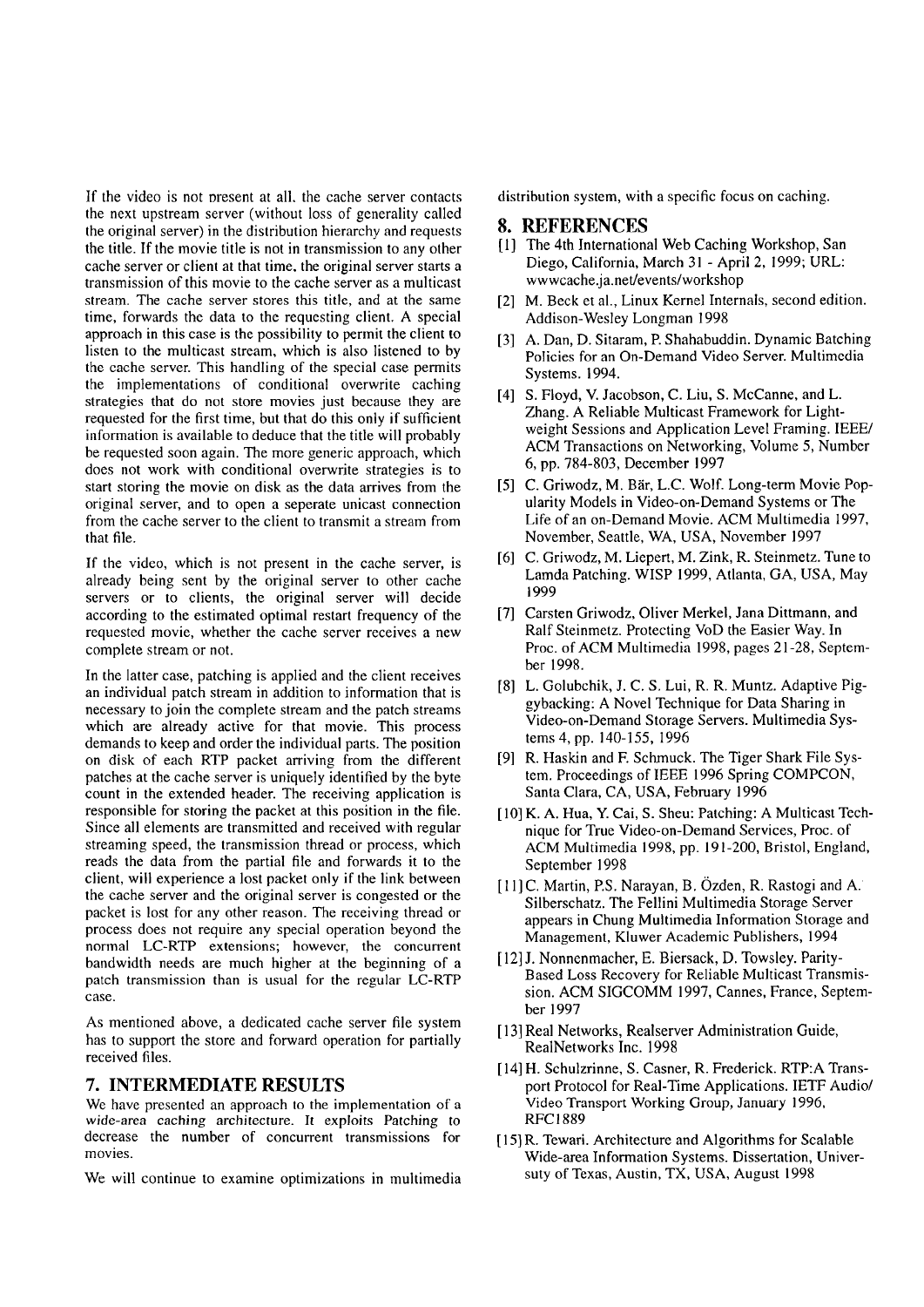If the video is not present at all, the cache server contacts the next upstream server (without loss of generality called the original server) in the distribution hierarchy and requests the title. If the movie title is not in transmission to any other cache server or client at that time, the original server starts a transmission of this movie to the cache server as a multicast stream. The cache server stores this title, and at the same time, forwards the data to the requesting client. A special approach in this case is the possibility to permit the client to listen to the multicast stream, which is also listened to by the cache server. This handling of the special case permits the implementations of conditional overwrite caching strategies that do not store movies just because they are requested for the first time, but that do this only if sufficient information is available to deduce that the title will probably be requested soon again. The more generic approach, which does not work with conditional overwrite strategies is to start storing the movie on disk as the data arrives from the original server, and to open a seperate unicast connection from the cache server to the client to transmit a stream from that file.

If the video, which is not present in the cache server, is already being sent by the original server to other cache servers or to clients, the original server will decide according to the estimated optimal restart frequency of the requested movie, whether the cache server receives a new complete stream or not.

In the latter case, patching is applied and the client receives an individual patch stream in addition to information that is necessary to join the complete stream and the patch streams which are already active for that movie. This process demands to keep and order the individual parts. The position on disk of each RTP packet arriving from the different patches at the cache server is uniquely identified by the byte count in the extended header. The receiving application is responsible for storing the packet at this position in the file. Since all elements are transmitted and received with regular streaming speed, the transmission thread or process, which reads the data from the partial file and forwards it to the client, will experience a lost packet only if the link between the cache server and the original server is congested or the packet is lost for any other reason. The receiving thread or process does not require any special operation beyond the normal LC-RTP extensions; however, the concurrent bandwidth needs are much higher at the beginning of a patch transmission than is usual for the regular LC-RTP case.

As mentioned above, a dedicated cache server file system has to support the store and forward operation for partially received files.

## 7. INTERMEDIATE RESULTS

We have presented an approach to the implementation of a wide-area caching architecture. It exploits Patching to decrease the number of concurrent transmissions for movies.

We will continue to examine optimizations in multimedia distribution system, with a specific focus on caching.

## 8. REFERENCES

[1] The 4th International Web Caching Workshop, San Diego, California, March 31 - April 2, 1999; URL: wwwcache.ja.net/events/workshop

[2] M. Beck et al., Linux Kernel Internals, second edition. Addison-Wesley Longman 1998

[3] A. Dan, D. Sitaram, P. Shahabuddin. Dynamic Batching Policies for an On-Demand Video Server. Multimedia Systems. 1994.

[4] S. Floyd, V. Jacobson, C. Liu, S. McCanne, and L. Zhang. A Reliable Multicast Framework for Light-weight Sessions and Application Level Framing. IEEE/ ACM Transactions on Networking, Volume 5, Number 6, pp. 784-803, December 1997

[5] C. Griwodz, M. Bär, L.C. Wolf. Long-term Movie Popularity Models in Video-on-Demand Systems or The Life of an on-Demand Movie. ACM Multimedia 1997, November, Seattle, WA, USA, November 1997

[6] C. Griwodz, M. Liepert, M. Zink, R. Steinmetz. Tune to Lamda Patching. WISP 1999, Atlanta, GA, USA, May 1999

[7] Carsten Griwodz, Oliver Merkel, Jana Dittmann, and Ralf Steinmetz. Protecting VoD the Easier Way. In Proc. of ACM Multimedia 1998, pages 21-28, September 1998.

[8] L. Golubchik, J. C. S. Lui, R. R. Muntz. Adaptive Piggybacking: A Novel Technique for Data Sharing in Video-on-Demand Storage Servers. Multimedia Systems 4, pp. 140-155, 1996

[9] R. Haskin and F. Schmuck. The Tiger Shark File System. Proceedings of IEEE 1996 Spring COMPCON, Santa Clara, CA, USA, February 1996

[10] K. A. Hua, Y. Cai, S. Sheu: Patching: A Multicast Technique for True Video-on-Demand Services, Proc. of ACM Multimedia 1998, pp. 191-200, Bristol, England, September 1998

[11] C. Martin, P.S. Narayan, B. Özden, R. Rastogi and A. Silberschatz. The Fellini Multimedia Storage Server appears in Chung Multimedia Information Storage and Management, Kluwer Academic Publishers, 1994

[12] J. Nonnenmacher, E. Biersack, D. Towsley. Parity-Based Loss Recovery for Reliable Multicast Transmission. ACM SIGCOMM 1997, Cannes, France, September 1997

[13] Real Networks, Realserver Administration Guide, RealNetworks Inc. 1998

[14] H. Schulzrinne, S. Casner, R. Frederick. RTP:A Transport Protocol for Real-Time Applications. IETF Audio/ Video Transport Working Group, January 1996, RFC1889

[15] R. Tewari. Architecture and Algorithms for Scalable Wide-area Information Systems. Dissertation, Universuty of Texas, Austin, TX, USA, August 1998